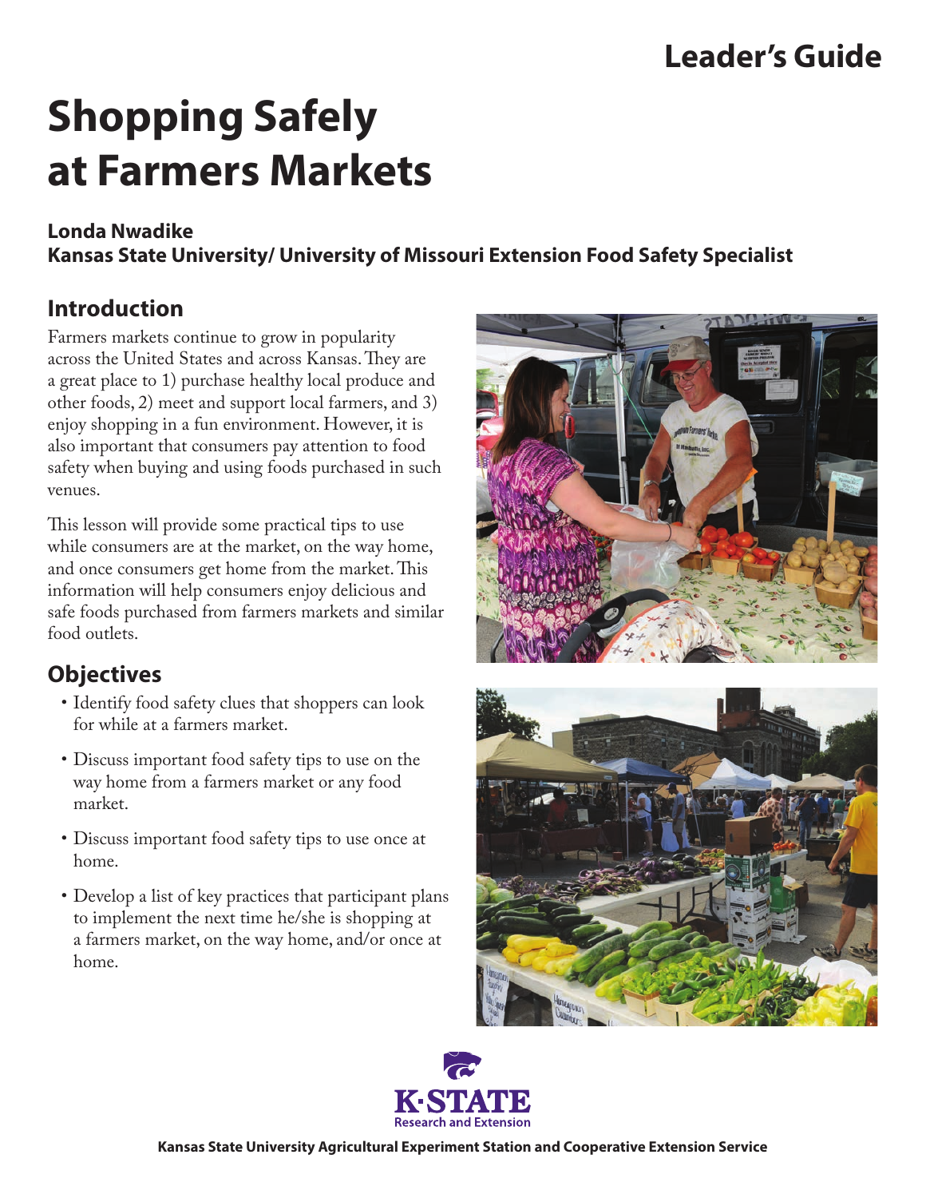Leader's Guide

# Shopping Safely at Farmers Markets

**Londa Nwadike**
**Kansas State University/ University of Missouri Extension Food Safety Specialist**

## Introduction

Farmers markets continue to grow in popularity across the United States and across Kansas. They are a great place to 1) purchase healthy local produce and other foods, 2) meet and support local farmers, and 3) enjoy shopping in a fun environment. However, it is also important that consumers pay attention to food safety when buying and using foods purchased in such venues.

This lesson will provide some practical tips to use while consumers are at the market, on the way home, and once consumers get home from the market. This information will help consumers enjoy delicious and safe foods purchased from farmers markets and similar food outlets.

## Objectives

- Identify food safety clues that shoppers can look for while at a farmers market.
- Discuss important food safety tips to use on the way home from a farmers market or any food market.
- Discuss important food safety tips to use once at home.
- Develop a list of key practices that participant plans to implement the next time he/she is shopping at a farmers market, on the way home, and/or once at home.

Kansas State University Agricultural Experiment Station and Cooperative Extension Service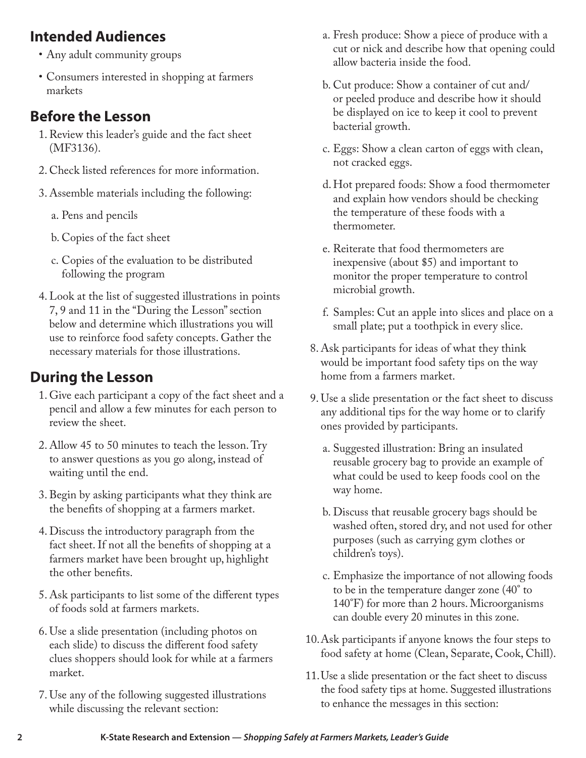## Intended Audiences

- Any adult community groups
- Consumers interested in shopping at farmers markets

## Before the Lesson

1. Review this leader's guide and the fact sheet (MF3136).
2. Check listed references for more information.
3. Assemble materials including the following:
   a. Pens and pencils
   b. Copies of the fact sheet
   c. Copies of the evaluation to be distributed following the program
4. Look at the list of suggested illustrations in points 7, 9 and 11 in the "During the Lesson" section below and determine which illustrations you will use to reinforce food safety concepts. Gather the necessary materials for those illustrations.

## During the Lesson

1. Give each participant a copy of the fact sheet and a pencil and allow a few minutes for each person to review the sheet.
2. Allow 45 to 50 minutes to teach the lesson. Try to answer questions as you go along, instead of waiting until the end.
3. Begin by asking participants what they think are the benefits of shopping at a farmers market.
4. Discuss the introductory paragraph from the fact sheet. If not all the benefits of shopping at a farmers market have been brought up, highlight the other benefits.
5. Ask participants to list some of the different types of foods sold at farmers markets.
6. Use a slide presentation (including photos on each slide) to discuss the different food safety clues shoppers should look for while at a farmers market.
7. Use any of the following suggested illustrations while discussing the relevant section:
   a. Fresh produce: Show a piece of produce with a cut or nick and describe how that opening could allow bacteria inside the food.
   b. Cut produce: Show a container of cut and/or peeled produce and describe how it should be displayed on ice to keep it cool to prevent bacterial growth.
   c. Eggs: Show a clean carton of eggs with clean, not cracked eggs.
   d. Hot prepared foods: Show a food thermometer and explain how vendors should be checking the temperature of these foods with a thermometer.
   e. Reiterate that food thermometers are inexpensive (about $5) and important to monitor the proper temperature to control microbial growth.
   f. Samples: Cut an apple into slices and place on a small plate; put a toothpick in every slice.
8. Ask participants for ideas of what they think would be important food safety tips on the way home from a farmers market.
9. Use a slide presentation or the fact sheet to discuss any additional tips for the way home or to clarify ones provided by participants.
   a. Suggested illustration: Bring an insulated reusable grocery bag to provide an example of what could be used to keep foods cool on the way home.
   b. Discuss that reusable grocery bags should be washed often, stored dry, and not used for other purposes (such as carrying gym clothes or children's toys).
   c. Emphasize the importance of not allowing foods to be in the temperature danger zone (40° to 140°F) for more than 2 hours. Microorganisms can double every 20 minutes in this zone.
10. Ask participants if anyone knows the four steps to food safety at home (Clean, Separate, Cook, Chill).
11. Use a slide presentation or the fact sheet to discuss the food safety tips at home. Suggested illustrations to enhance the messages in this section: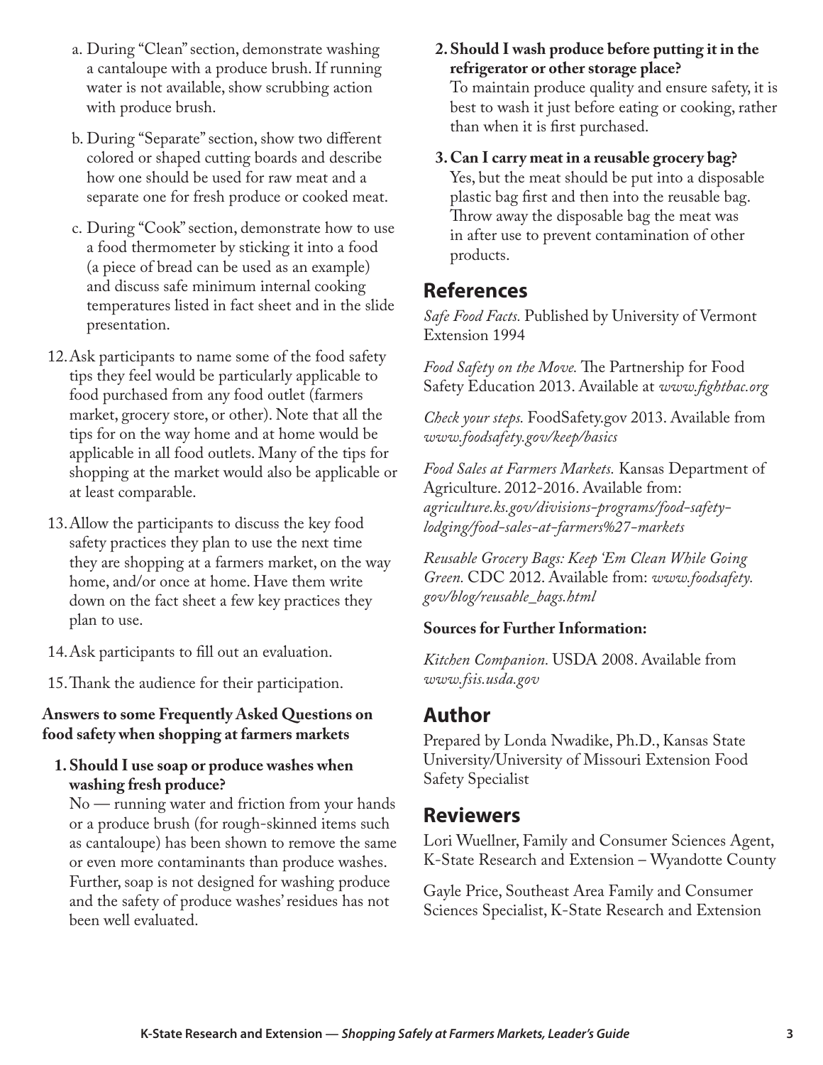a. During "Clean" section, demonstrate washing a cantaloupe with a produce brush. If running water is not available, show scrubbing action with produce brush.

b. During "Separate" section, show two different colored or shaped cutting boards and describe how one should be used for raw meat and a separate one for fresh produce or cooked meat.

c. During "Cook" section, demonstrate how to use a food thermometer by sticking it into a food (a piece of bread can be used as an example) and discuss safe minimum internal cooking temperatures listed in fact sheet and in the slide presentation.

12. Ask participants to name some of the food safety tips they feel would be particularly applicable to food purchased from any food outlet (farmers market, grocery store, or other). Note that all the tips for on the way home and at home would be applicable in all food outlets. Many of the tips for shopping at the market would also be applicable or at least comparable.

13. Allow the participants to discuss the key food safety practices they plan to use the next time they are shopping at a farmers market, on the way home, and/or once at home. Have them write down on the fact sheet a few key practices they plan to use.

14. Ask participants to fill out an evaluation.

15. Thank the audience for their participation.

**Answers to some Frequently Asked Questions on food safety when shopping at farmers markets**

1. **Should I use soap or produce washes when washing fresh produce?**
   No — running water and friction from your hands or a produce brush (for rough-skinned items such as cantaloupe) has been shown to remove the same or even more contaminants than produce washes. Further, soap is not designed for washing produce and the safety of produce washes' residues has not been well evaluated.

2. **Should I wash produce before putting it in the refrigerator or other storage place?**
   To maintain produce quality and ensure safety, it is best to wash it just before eating or cooking, rather than when it is first purchased.

3. **Can I carry meat in a reusable grocery bag?**
   Yes, but the meat should be put into a disposable plastic bag first and then into the reusable bag. Throw away the disposable bag the meat was in after use to prevent contamination of other products.

## References

*Safe Food Facts.* Published by University of Vermont Extension 1994

*Food Safety on the Move.* The Partnership for Food Safety Education 2013. Available at *www.fightbac.org*

*Check your steps.* FoodSafety.gov 2013. Available from *www.foodsafety.gov/keep/basics*

*Food Sales at Farmers Markets.* Kansas Department of Agriculture. 2012-2016. Available from: *agriculture.ks.gov/divisions-programs/food-safety-lodging/food-sales-at-farmers%27-markets*

*Reusable Grocery Bags: Keep 'Em Clean While Going Green.* CDC 2012. Available from: *www.foodsafety.gov/blog/reusable_bags.html*

**Sources for Further Information:**

*Kitchen Companion.* USDA 2008. Available from *www.fsis.usda.gov*

## Author

Prepared by Londa Nwadike, Ph.D., Kansas State University/University of Missouri Extension Food Safety Specialist

## Reviewers

Lori Wuellner, Family and Consumer Sciences Agent, K-State Research and Extension – Wyandotte County

Gayle Price, Southeast Area Family and Consumer Sciences Specialist, K-State Research and Extension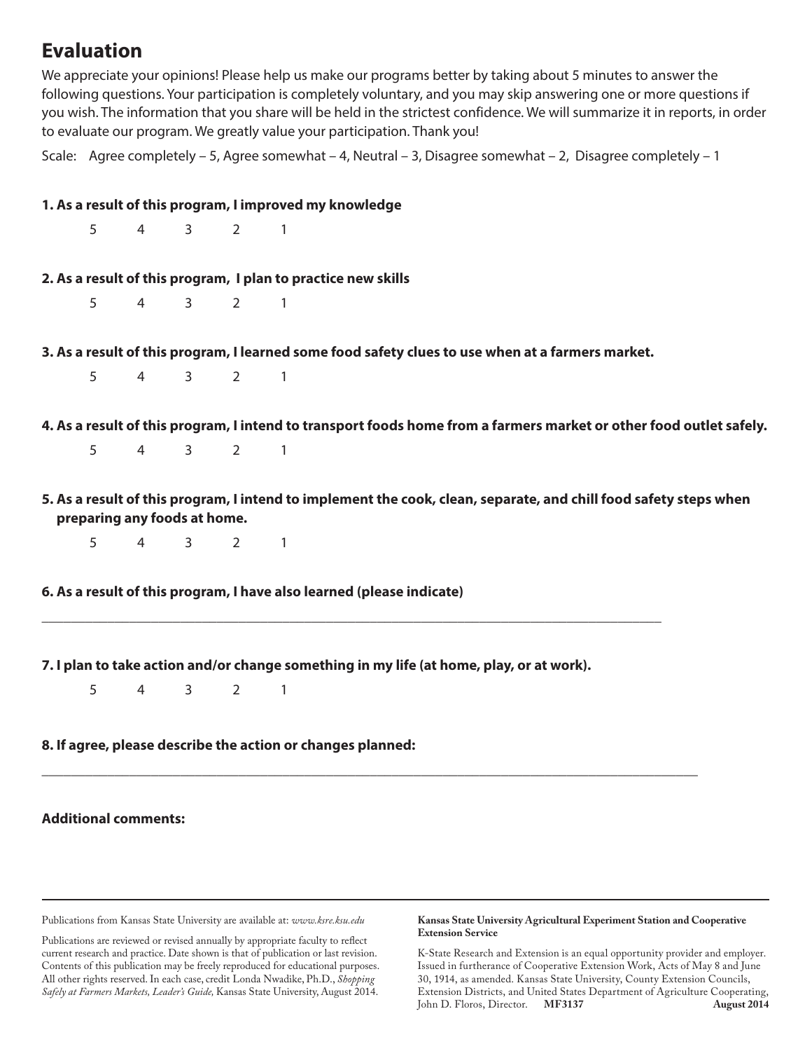# Evaluation

We appreciate your opinions! Please help us make our programs better by taking about 5 minutes to answer the following questions. Your participation is completely voluntary, and you may skip answering one or more questions if you wish. The information that you share will be held in the strictest confidence. We will summarize it in reports, in order to evaluate our program. We greatly value your participation. Thank you!

Scale: Agree completely – 5, Agree somewhat – 4, Neutral – 3, Disagree somewhat – 2, Disagree completely – 1

**1. As a result of this program, I improved my knowledge**

5 4 3 2 1

**2. As a result of this program, I plan to practice new skills**

5 4 3 2 1

**3. As a result of this program, I learned some food safety clues to use when at a farmers market.**

5 4 3 2 1

**4. As a result of this program, I intend to transport foods home from a farmers market or other food outlet safely.**

5 4 3 2 1

**5. As a result of this program, I intend to implement the cook, clean, separate, and chill food safety steps when preparing any foods at home.**

5 4 3 2 1

**6. As a result of this program, I have also learned (please indicate)**

\_\_\_\_\_\_\_\_\_\_\_\_\_\_\_\_\_\_\_\_\_\_\_\_\_\_\_\_\_\_\_\_\_\_\_\_\_\_\_\_\_\_\_\_\_\_\_\_\_\_\_\_\_\_\_\_\_\_\_\_\_\_\_\_\_\_\_\_\_\_\_\_\_\_\_\_\_\_

**7. I plan to take action and/or change something in my life (at home, play, or at work).**

5 4 3 2 1

**8. If agree, please describe the action or changes planned:**

\_\_\_\_\_\_\_\_\_\_\_\_\_\_\_\_\_\_\_\_\_\_\_\_\_\_\_\_\_\_\_\_\_\_\_\_\_\_\_\_\_\_\_\_\_\_\_\_\_\_\_\_\_\_\_\_\_\_\_\_\_\_\_\_\_\_\_\_\_\_\_\_\_\_\_\_\_\_

**Additional comments:**

---

Publications from Kansas State University are available at: *www.ksre.ksu.edu*

Publications are reviewed or revised annually by appropriate faculty to reflect current research and practice. Date shown is that of publication or last revision. Contents of this publication may be freely reproduced for educational purposes. All other rights reserved. In each case, credit Londa Nwadike, Ph.D., *Shopping Safely at Farmers Markets, Leader's Guide,* Kansas State University, August 2014.

**Kansas State University Agricultural Experiment Station and Cooperative Extension Service**

K-State Research and Extension is an equal opportunity provider and employer. Issued in furtherance of Cooperative Extension Work, Acts of May 8 and June 30, 1914, as amended. Kansas State University, County Extension Councils, Extension Districts, and United States Department of Agriculture Cooperating, John D. Floros, Director. **MF3137** **August 2014**